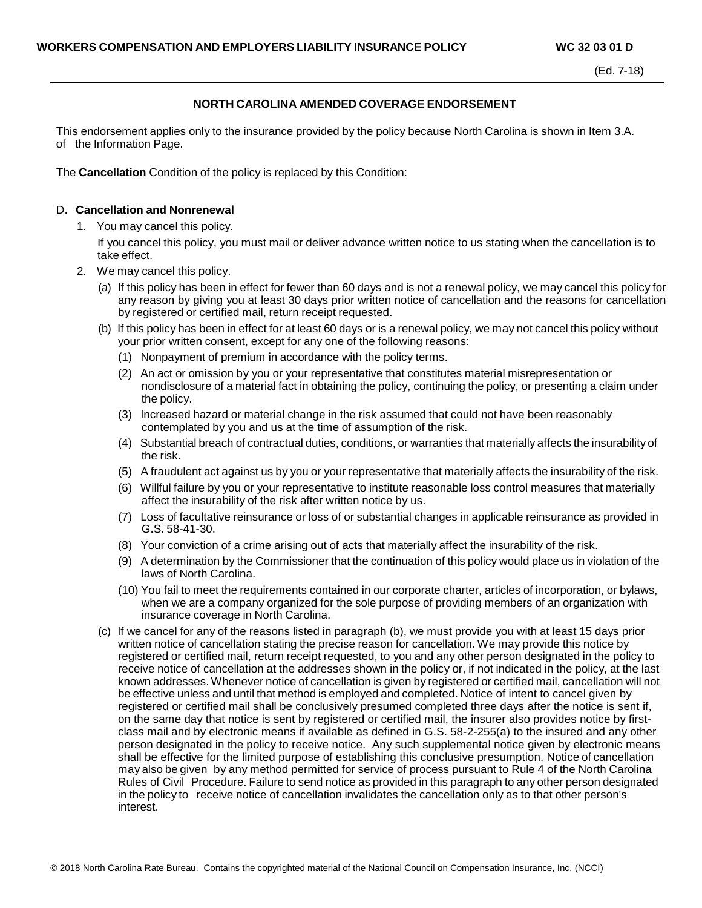## NORTH CAROLINA AMENDED COVERAGE ENDORSEMENT

This endorsement applies only to the insurance provided by the policy because North Carolina is shown in Item 3.A. of the Information Page.

The **Cancellation** Condition of the policy is replaced by this Condition:

D. **Cancellation and Nonrenewal**

1. You may cancel this policy.

   If you cancel this policy, you must mail or deliver advance written notice to us stating when the cancellation is to take effect.

2. We may cancel this policy.

   (a) If this policy has been in effect for fewer than 60 days and is not a renewal policy, we may cancel this policy for any reason by giving you at least 30 days prior written notice of cancellation and the reasons for cancellation by registered or certified mail, return receipt requested.

   (b) If this policy has been in effect for at least 60 days or is a renewal policy, we may not cancel this policy without your prior written consent, except for any one of the following reasons:

   (1) Nonpayment of premium in accordance with the policy terms.

   (2) An act or omission by you or your representative that constitutes material misrepresentation or nondisclosure of a material fact in obtaining the policy, continuing the policy, or presenting a claim under the policy.

   (3) Increased hazard or material change in the risk assumed that could not have been reasonably contemplated by you and us at the time of assumption of the risk.

   (4) Substantial breach of contractual duties, conditions, or warranties that materially affects the insurability of the risk.

   (5) A fraudulent act against us by you or your representative that materially affects the insurability of the risk.

   (6) Willful failure by you or your representative to institute reasonable loss control measures that materially affect the insurability of the risk after written notice by us.

   (7) Loss of facultative reinsurance or loss of or substantial changes in applicable reinsurance as provided in G.S. 58-41-30.

   (8) Your conviction of a crime arising out of acts that materially affect the insurability of the risk.

   (9) A determination by the Commissioner that the continuation of this policy would place us in violation of the laws of North Carolina.

   (10) You fail to meet the requirements contained in our corporate charter, articles of incorporation, or bylaws, when we are a company organized for the sole purpose of providing members of an organization with insurance coverage in North Carolina.

   (c) If we cancel for any of the reasons listed in paragraph (b), we must provide you with at least 15 days prior written notice of cancellation stating the precise reason for cancellation. We may provide this notice by registered or certified mail, return receipt requested, to you and any other person designated in the policy to receive notice of cancellation at the addresses shown in the policy or, if not indicated in the policy, at the last known addresses. Whenever notice of cancellation is given by registered or certified mail, cancellation will not be effective unless and until that method is employed and completed. Notice of intent to cancel given by registered or certified mail shall be conclusively presumed completed three days after the notice is sent if, on the same day that notice is sent by registered or certified mail, the insurer also provides notice by first-class mail and by electronic means if available as defined in G.S. 58-2-255(a) to the insured and any other person designated in the policy to receive notice. Any such supplemental notice given by electronic means shall be effective for the limited purpose of establishing this conclusive presumption. Notice of cancellation may also be given by any method permitted for service of process pursuant to Rule 4 of the North Carolina Rules of Civil Procedure. Failure to send notice as provided in this paragraph to any other person designated in the policy to receive notice of cancellation invalidates the cancellation only as to that other person's interest.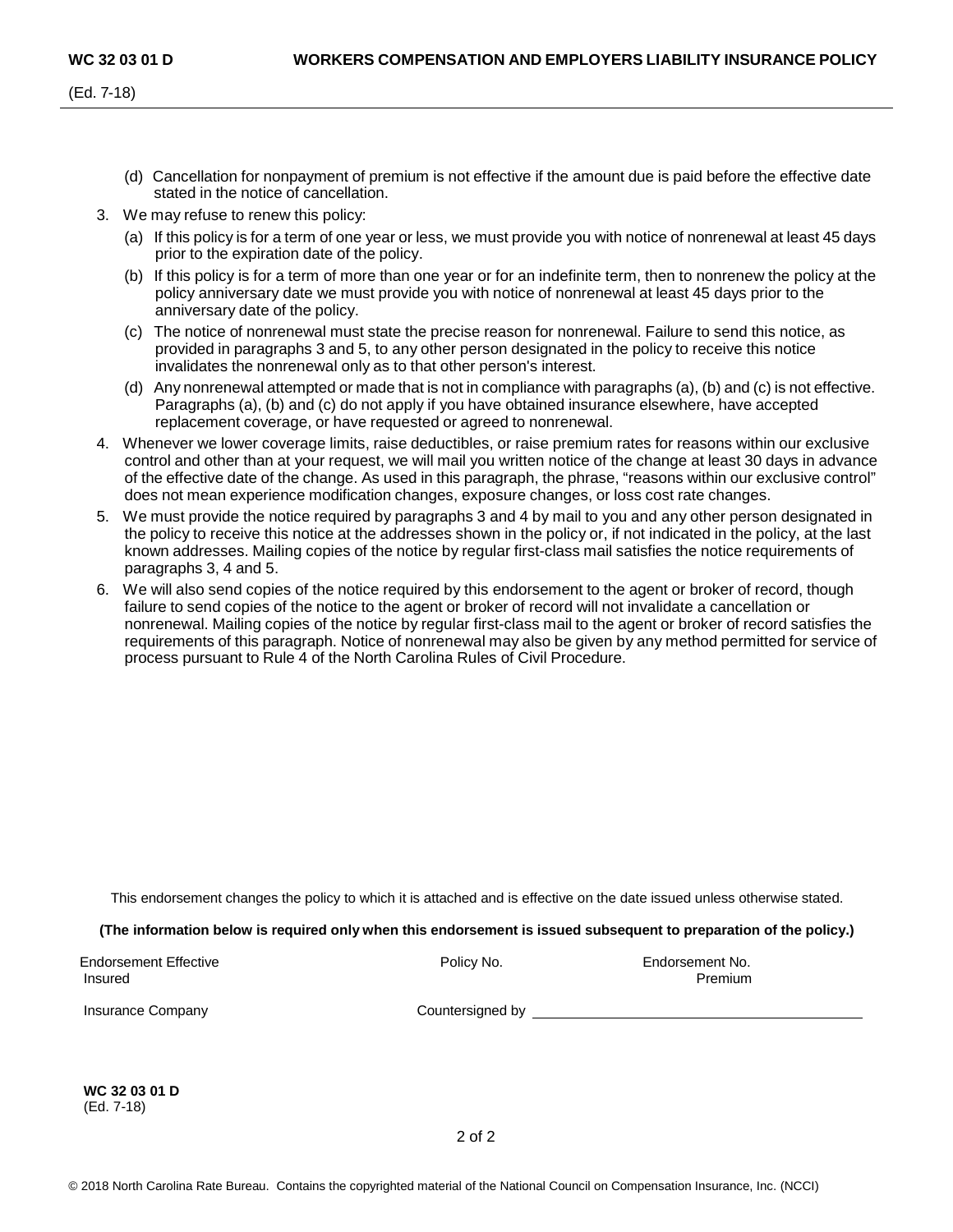(d) Cancellation for nonpayment of premium is not effective if the amount due is paid before the effective date stated in the notice of cancellation.

3. We may refuse to renew this policy:

   (a) If this policy is for a term of one year or less, we must provide you with notice of nonrenewal at least 45 days prior to the expiration date of the policy.

   (b) If this policy is for a term of more than one year or for an indefinite term, then to nonrenew the policy at the policy anniversary date we must provide you with notice of nonrenewal at least 45 days prior to the anniversary date of the policy.

   (c) The notice of nonrenewal must state the precise reason for nonrenewal. Failure to send this notice, as provided in paragraphs 3 and 5, to any other person designated in the policy to receive this notice invalidates the nonrenewal only as to that other person's interest.

   (d) Any nonrenewal attempted or made that is not in compliance with paragraphs (a), (b) and (c) is not effective. Paragraphs (a), (b) and (c) do not apply if you have obtained insurance elsewhere, have accepted replacement coverage, or have requested or agreed to nonrenewal.

4. Whenever we lower coverage limits, raise deductibles, or raise premium rates for reasons within our exclusive control and other than at your request, we will mail you written notice of the change at least 30 days in advance of the effective date of the change. As used in this paragraph, the phrase, "reasons within our exclusive control" does not mean experience modification changes, exposure changes, or loss cost rate changes.

5. We must provide the notice required by paragraphs 3 and 4 by mail to you and any other person designated in the policy to receive this notice at the addresses shown in the policy or, if not indicated in the policy, at the last known addresses. Mailing copies of the notice by regular first-class mail satisfies the notice requirements of paragraphs 3, 4 and 5.

6. We will also send copies of the notice required by this endorsement to the agent or broker of record, though failure to send copies of the notice to the agent or broker of record will not invalidate a cancellation or nonrenewal. Mailing copies of the notice by regular first-class mail to the agent or broker of record satisfies the requirements of this paragraph. Notice of nonrenewal may also be given by any method permitted for service of process pursuant to Rule 4 of the North Carolina Rules of Civil Procedure.

This endorsement changes the policy to which it is attached and is effective on the date issued unless otherwise stated.

**(The information below is required only when this endorsement is issued subsequent to preparation of the policy.)**

Endorsement Effective Policy No. Endorsement No.
Insured Premium

Insurance Company Countersigned by ______________________________

**WC 32 03 01 D**
(Ed. 7-18)

© 2018 North Carolina Rate Bureau. Contains the copyrighted material of the National Council on Compensation Insurance, Inc. (NCCI)